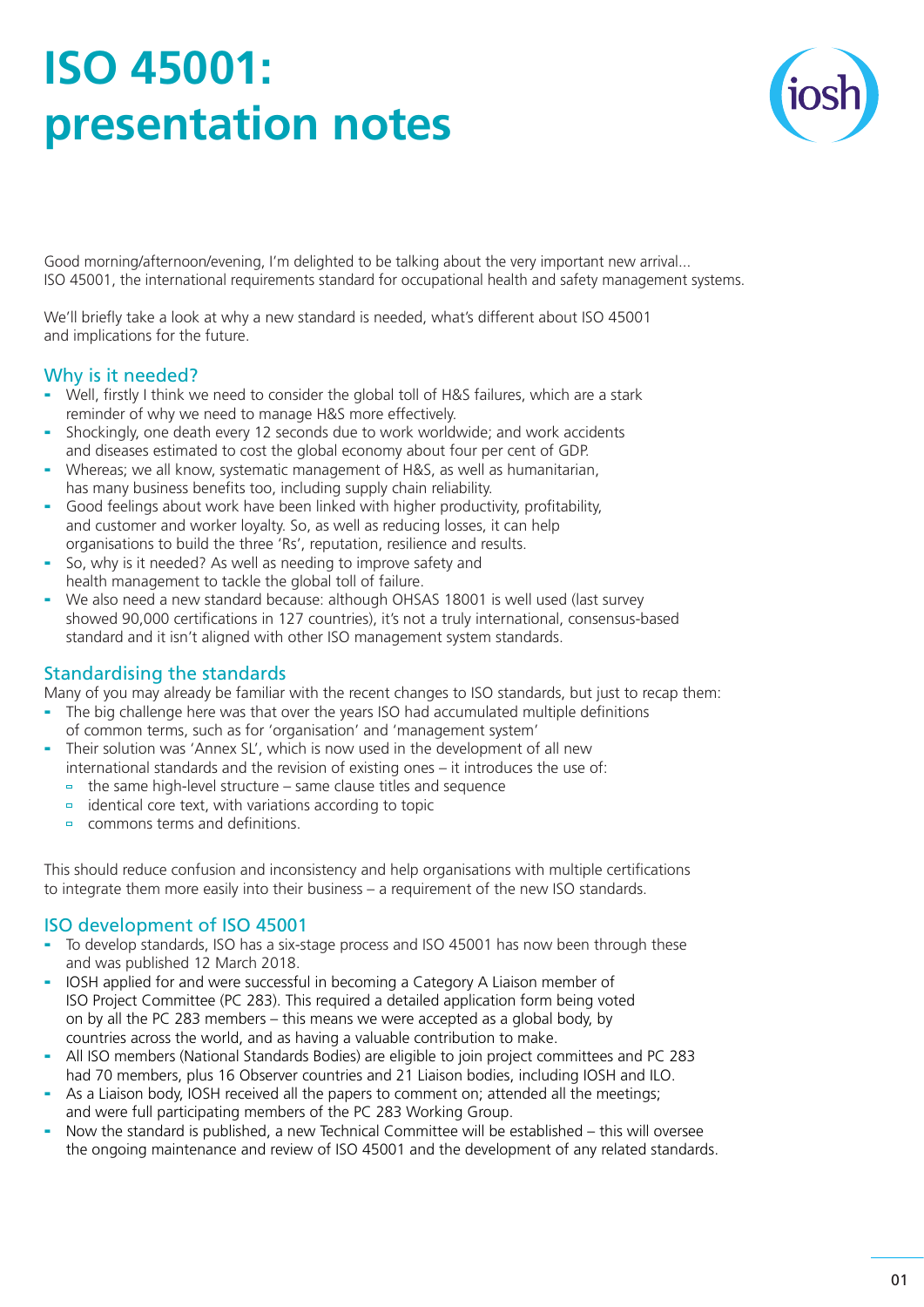# ISO 45001: presentation notes

Good morning/afternoon/evening, I'm delighted to be talking about the very important new arrival... ISO 45001, the international requirements standard for occupational health and safety management systems.

We'll briefly take a look at why a new standard is needed, what's different about ISO 45001 and implications for the future.

## Why is it needed?

- Well, firstly I think we need to consider the global toll of H&S failures, which are a stark reminder of why we need to manage H&S more effectively.
- Shockingly, one death every 12 seconds due to work worldwide; and work accidents and diseases estimated to cost the global economy about four per cent of GDP.
- Whereas; we all know, systematic management of H&S, as well as humanitarian, has many business benefits too, including supply chain reliability.
- Good feelings about work have been linked with higher productivity, profitability, and customer and worker loyalty. So, as well as reducing losses, it can help organisations to build the three 'Rs', reputation, resilience and results.
- So, why is it needed? As well as needing to improve safety and health management to tackle the global toll of failure.
- We also need a new standard because: although OHSAS 18001 is well used (last survey showed 90,000 certifications in 127 countries), it's not a truly international, consensus-based standard and it isn't aligned with other ISO management system standards.

## Standardising the standards

Many of you may already be familiar with the recent changes to ISO standards, but just to recap them:

- The big challenge here was that over the years ISO had accumulated multiple definitions of common terms, such as for 'organisation' and 'management system'
- Their solution was 'Annex SL', which is now used in the development of all new international standards and the revision of existing ones – it introduces the use of:
  - the same high-level structure – same clause titles and sequence
  - identical core text, with variations according to topic
  - commons terms and definitions.

This should reduce confusion and inconsistency and help organisations with multiple certifications to integrate them more easily into their business – a requirement of the new ISO standards.

## ISO development of ISO 45001

- To develop standards, ISO has a six-stage process and ISO 45001 has now been through these and was published 12 March 2018.
- IOSH applied for and were successful in becoming a Category A Liaison member of ISO Project Committee (PC 283). This required a detailed application form being voted on by all the PC 283 members – this means we were accepted as a global body, by countries across the world, and as having a valuable contribution to make.
- All ISO members (National Standards Bodies) are eligible to join project committees and PC 283 had 70 members, plus 16 Observer countries and 21 Liaison bodies, including IOSH and ILO.
- As a Liaison body, IOSH received all the papers to comment on; attended all the meetings; and were full participating members of the PC 283 Working Group.
- Now the standard is published, a new Technical Committee will be established – this will oversee the ongoing maintenance and review of ISO 45001 and the development of any related standards.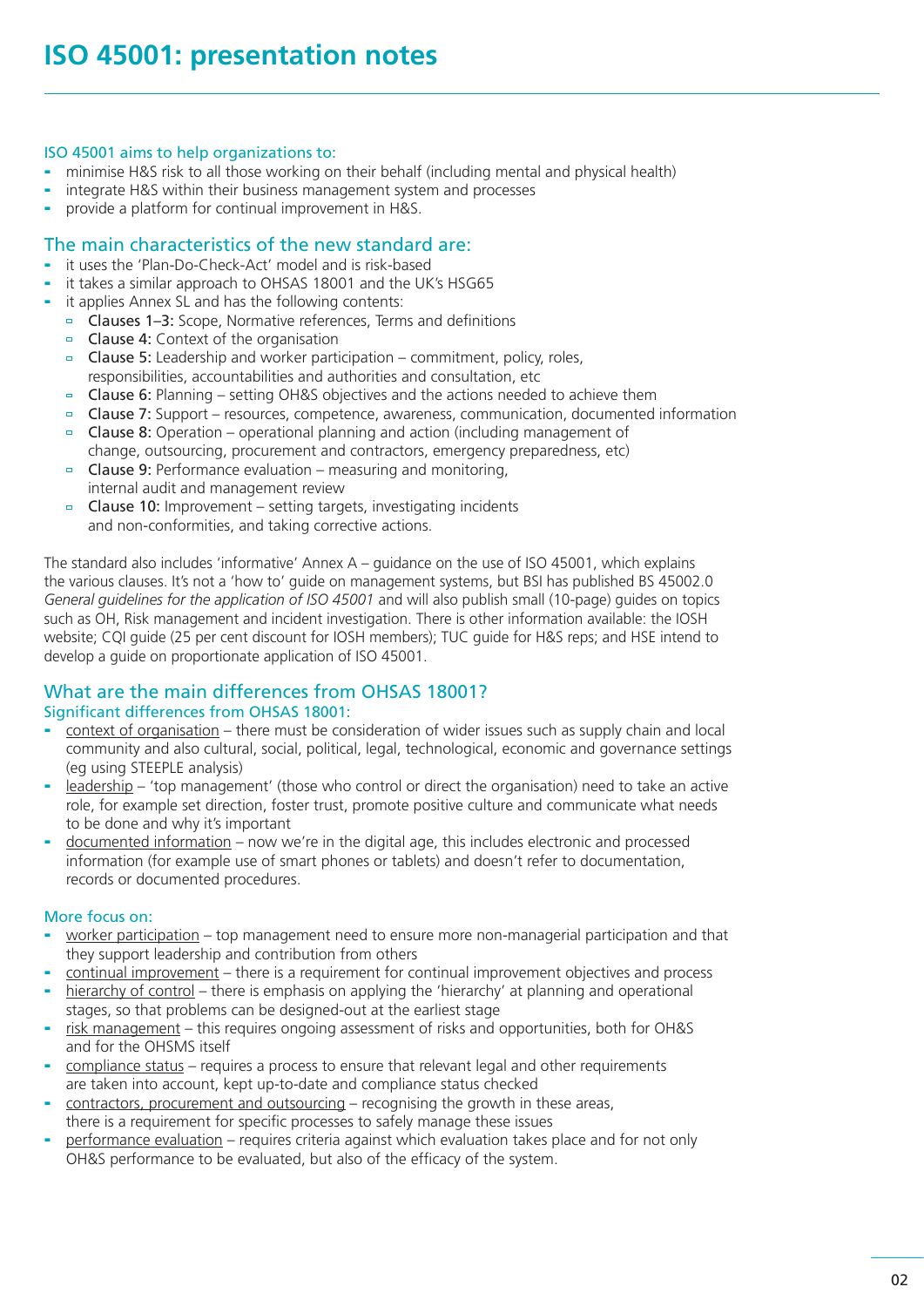# ISO 45001: presentation notes

### ISO 45001 aims to help organizations to:

- minimise H&S risk to all those working on their behalf (including mental and physical health)
- integrate H&S within their business management system and processes
- provide a platform for continual improvement in H&S.

## The main characteristics of the new standard are:

- it uses the 'Plan-Do-Check-Act' model and is risk-based
- it takes a similar approach to OHSAS 18001 and the UK's HSG65
- it applies Annex SL and has the following contents:
  - **Clauses 1–3:** Scope, Normative references, Terms and definitions
  - **Clause 4:** Context of the organisation
  - **Clause 5:** Leadership and worker participation – commitment, policy, roles, responsibilities, accountabilities and authorities and consultation, etc
  - **Clause 6:** Planning – setting OH&S objectives and the actions needed to achieve them
  - **Clause 7:** Support – resources, competence, awareness, communication, documented information
  - **Clause 8:** Operation – operational planning and action (including management of change, outsourcing, procurement and contractors, emergency preparedness, etc)
  - **Clause 9:** Performance evaluation – measuring and monitoring, internal audit and management review
  - **Clause 10:** Improvement – setting targets, investigating incidents and non-conformities, and taking corrective actions.

The standard also includes 'informative' Annex A – guidance on the use of ISO 45001, which explains the various clauses. It's not a 'how to' guide on management systems, but BSI has published BS 45002.0 *General guidelines for the application of ISO 45001* and will also publish small (10-page) guides on topics such as OH, Risk management and incident investigation. There is other information available: the IOSH website; CQI guide (25 per cent discount for IOSH members); TUC guide for H&S reps; and HSE intend to develop a guide on proportionate application of ISO 45001.

## What are the main differences from OHSAS 18001?

### Significant differences from OHSAS 18001:

- context of organisation – there must be consideration of wider issues such as supply chain and local community and also cultural, social, political, legal, technological, economic and governance settings (eg using STEEPLE analysis)
- leadership – 'top management' (those who control or direct the organisation) need to take an active role, for example set direction, foster trust, promote positive culture and communicate what needs to be done and why it's important
- documented information – now we're in the digital age, this includes electronic and processed information (for example use of smart phones or tablets) and doesn't refer to documentation, records or documented procedures.

### More focus on:

- worker participation – top management need to ensure more non-managerial participation and that they support leadership and contribution from others
- continual improvement – there is a requirement for continual improvement objectives and process
- hierarchy of control – there is emphasis on applying the 'hierarchy' at planning and operational stages, so that problems can be designed-out at the earliest stage
- risk management – this requires ongoing assessment of risks and opportunities, both for OH&S and for the OHSMS itself
- compliance status – requires a process to ensure that relevant legal and other requirements are taken into account, kept up-to-date and compliance status checked
- contractors, procurement and outsourcing – recognising the growth in these areas, there is a requirement for specific processes to safely manage these issues
- performance evaluation – requires criteria against which evaluation takes place and for not only OH&S performance to be evaluated, but also of the efficacy of the system.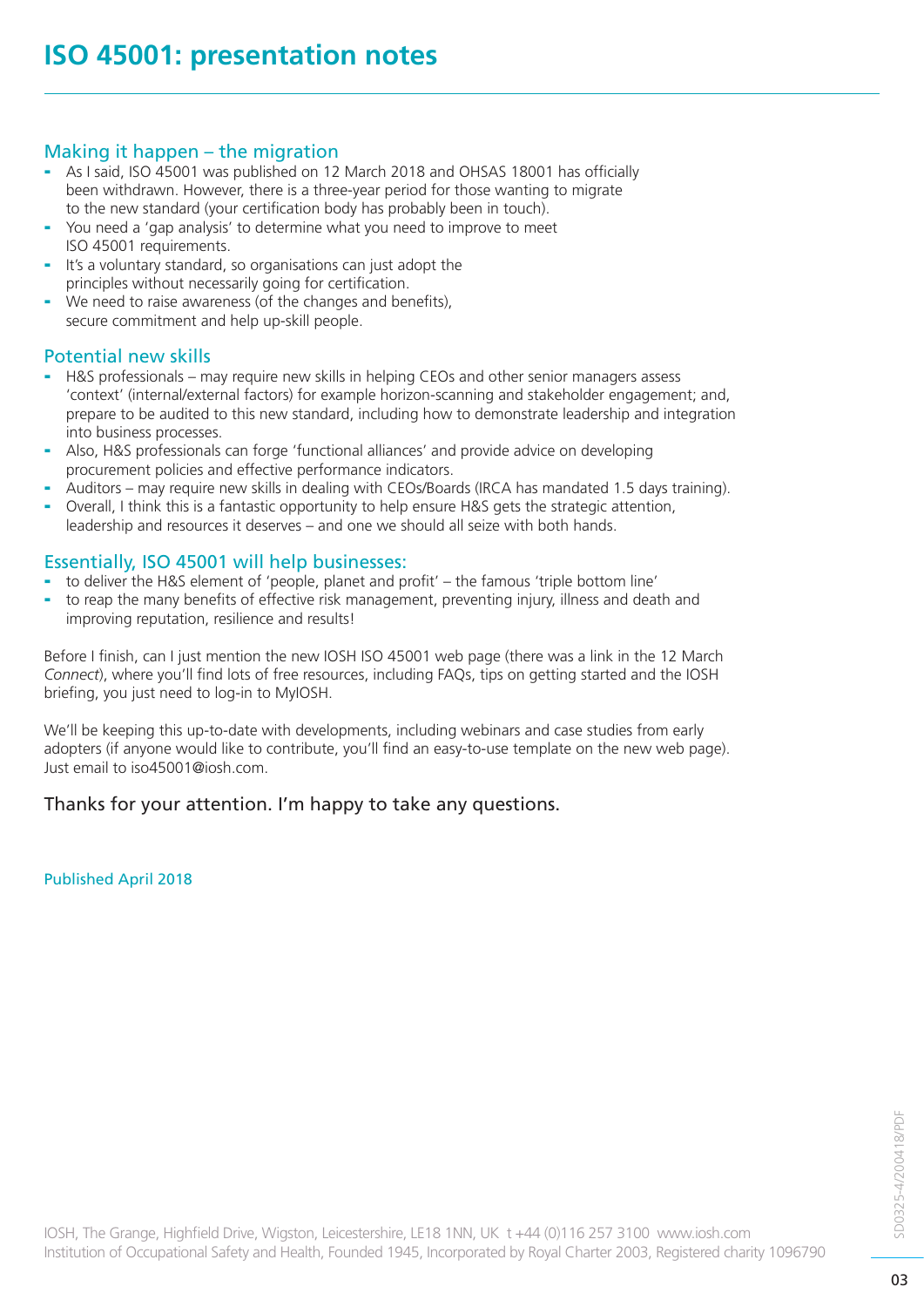# ISO 45001: presentation notes

## Making it happen – the migration

- As I said, ISO 45001 was published on 12 March 2018 and OHSAS 18001 has officially been withdrawn. However, there is a three-year period for those wanting to migrate to the new standard (your certification body has probably been in touch).
- You need a 'gap analysis' to determine what you need to improve to meet ISO 45001 requirements.
- It's a voluntary standard, so organisations can just adopt the principles without necessarily going for certification.
- We need to raise awareness (of the changes and benefits), secure commitment and help up-skill people.

## Potential new skills

- H&S professionals – may require new skills in helping CEOs and other senior managers assess 'context' (internal/external factors) for example horizon-scanning and stakeholder engagement; and, prepare to be audited to this new standard, including how to demonstrate leadership and integration into business processes.
- Also, H&S professionals can forge 'functional alliances' and provide advice on developing procurement policies and effective performance indicators.
- Auditors – may require new skills in dealing with CEOs/Boards (IRCA has mandated 1.5 days training).
- Overall, I think this is a fantastic opportunity to help ensure H&S gets the strategic attention, leadership and resources it deserves – and one we should all seize with both hands.

## Essentially, ISO 45001 will help businesses:

- to deliver the H&S element of 'people, planet and profit' – the famous 'triple bottom line'
- to reap the many benefits of effective risk management, preventing injury, illness and death and improving reputation, resilience and results!

Before I finish, can I just mention the new IOSH ISO 45001 web page (there was a link in the 12 March *Connect*), where you'll find lots of free resources, including FAQs, tips on getting started and the IOSH briefing, you just need to log-in to MyIOSH.

We'll be keeping this up-to-date with developments, including webinars and case studies from early adopters (if anyone would like to contribute, you'll find an easy-to-use template on the new web page). Just email to iso45001@iosh.com.

Thanks for your attention. I'm happy to take any questions.

Published April 2018

IOSH, The Grange, Highfield Drive, Wigston, Leicestershire, LE18 1NN, UK t +44 (0)116 257 3100 www.iosh.com
Institution of Occupational Safety and Health, Founded 1945, Incorporated by Royal Charter 2003, Registered charity 1096790

SD0325-4/200418/PDF